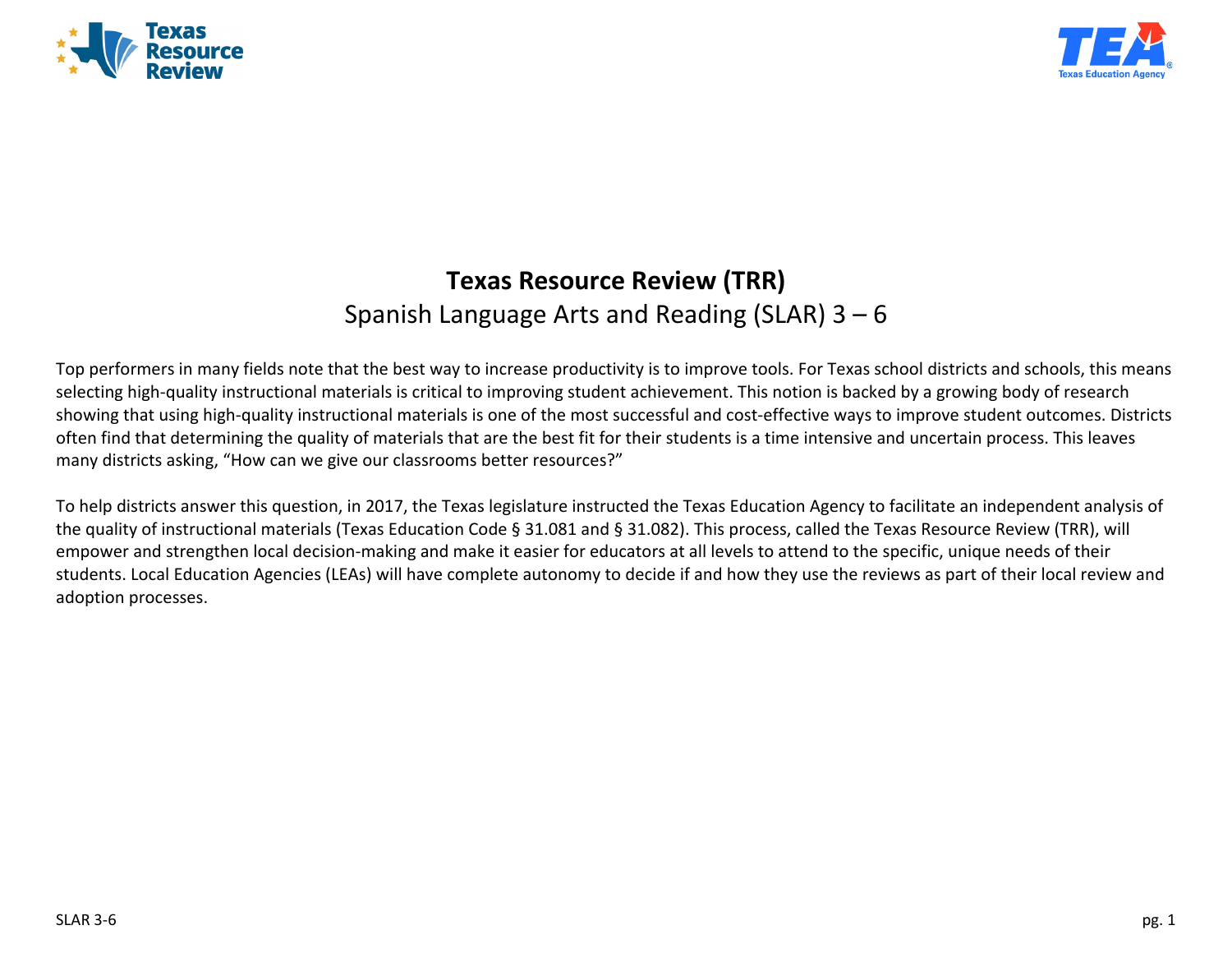# Texas Resource Review (TRR)

## Spanish Language Arts and Reading (SLAR) 3 – 6

Top performers in many fields note that the best way to increase productivity is to improve tools. For Texas school districts and schools, this means selecting high-quality instructional materials is critical to improving student achievement. This notion is backed by a growing body of research showing that using high-quality instructional materials is one of the most successful and cost-effective ways to improve student outcomes. Districts often find that determining the quality of materials that are the best fit for their students is a time intensive and uncertain process. This leaves many districts asking, "How can we give our classrooms better resources?"

To help districts answer this question, in 2017, the Texas legislature instructed the Texas Education Agency to facilitate an independent analysis of the quality of instructional materials (Texas Education Code § 31.081 and § 31.082). This process, called the Texas Resource Review (TRR), will empower and strengthen local decision-making and make it easier for educators at all levels to attend to the specific, unique needs of their students. Local Education Agencies (LEAs) will have complete autonomy to decide if and how they use the reviews as part of their local review and adoption processes.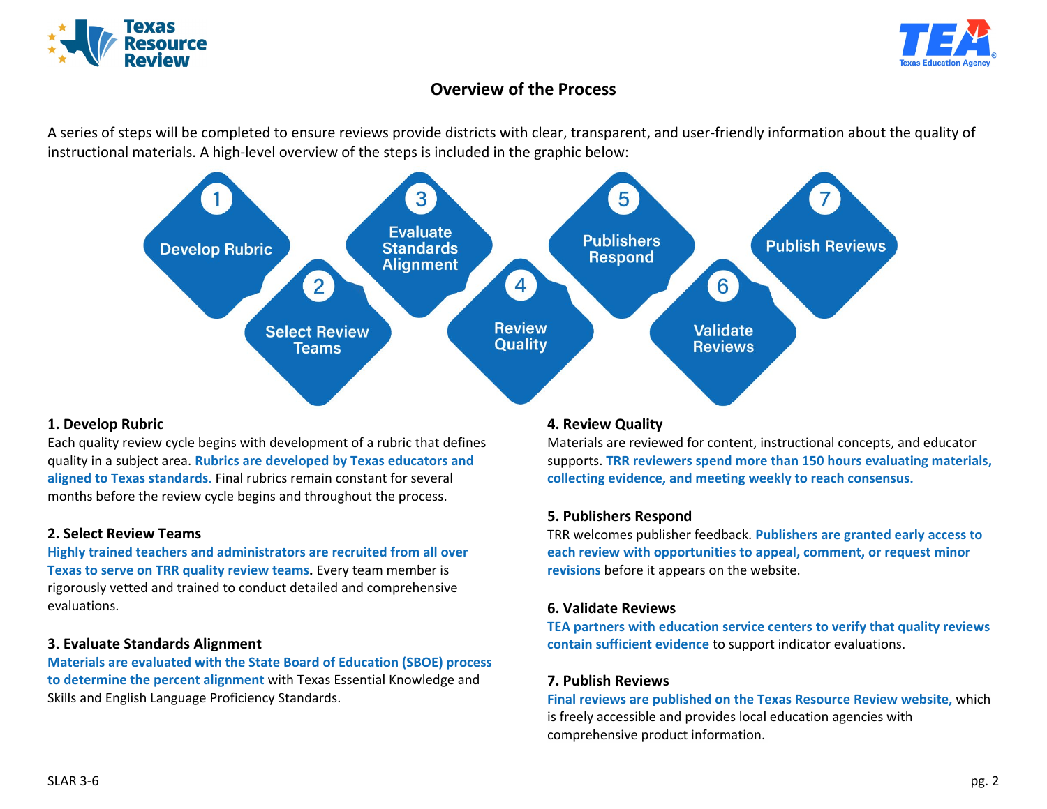## Overview of the Process

A series of steps will be completed to ensure reviews provide districts with clear, transparent, and user-friendly information about the quality of instructional materials. A high-level overview of the steps is included in the graphic below:

1. Develop Rubric
2. Select Review Teams
3. Evaluate Standards Alignment
4. Review Quality
5. Publishers Respond
6. Validate Reviews
7. Publish Reviews

### 1. Develop Rubric

Each quality review cycle begins with development of a rubric that defines quality in a subject area. **Rubrics are developed by Texas educators and aligned to Texas standards.** Final rubrics remain constant for several months before the review cycle begins and throughout the process.

### 2. Select Review Teams

**Highly trained teachers and administrators are recruited from all over Texas to serve on TRR quality review teams.** Every team member is rigorously vetted and trained to conduct detailed and comprehensive evaluations.

### 3. Evaluate Standards Alignment

**Materials are evaluated with the State Board of Education (SBOE) process to determine the percent alignment** with Texas Essential Knowledge and Skills and English Language Proficiency Standards.

### 4. Review Quality

Materials are reviewed for content, instructional concepts, and educator supports. **TRR reviewers spend more than 150 hours evaluating materials, collecting evidence, and meeting weekly to reach consensus.**

### 5. Publishers Respond

TRR welcomes publisher feedback. **Publishers are granted early access to each review with opportunities to appeal, comment, or request minor revisions** before it appears on the website.

### 6. Validate Reviews

**TEA partners with education service centers to verify that quality reviews contain sufficient evidence** to support indicator evaluations.

### 7. Publish Reviews

**Final reviews are published on the Texas Resource Review website,** which is freely accessible and provides local education agencies with comprehensive product information.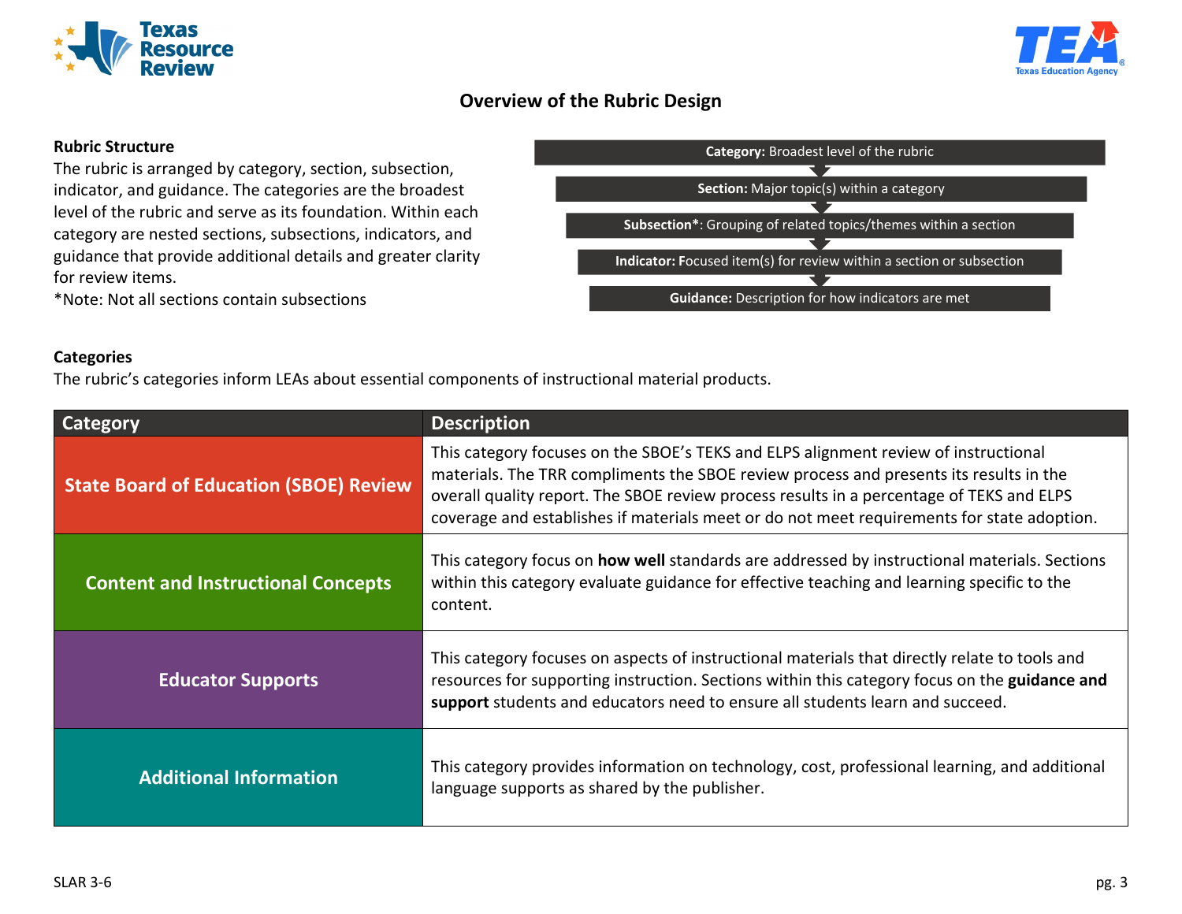# Overview of the Rubric Design

**Rubric Structure**

The rubric is arranged by category, section, subsection, indicator, and guidance. The categories are the broadest level of the rubric and serve as its foundation. Within each category are nested sections, subsections, indicators, and guidance that provide additional details and greater clarity for review items.

*Note: Not all sections contain subsections

- **Category:** Broadest level of the rubric
- **Section:** Major topic(s) within a category
- **Subsection***: Grouping of related topics/themes within a section
- **Indicator:** Focused item(s) for review within a section or subsection
- **Guidance:** Description for how indicators are met

**Categories**

The rubric's categories inform LEAs about essential components of instructional material products.

| Category | Description |
|---|---|
| State Board of Education (SBOE) Review | This category focuses on the SBOE's TEKS and ELPS alignment review of instructional materials. The TRR compliments the SBOE review process and presents its results in the overall quality report. The SBOE review process results in a percentage of TEKS and ELPS coverage and establishes if materials meet or do not meet requirements for state adoption. |
| Content and Instructional Concepts | This category focus on **how well** standards are addressed by instructional materials. Sections within this category evaluate guidance for effective teaching and learning specific to the content. |
| Educator Supports | This category focuses on aspects of instructional materials that directly relate to tools and resources for supporting instruction. Sections within this category focus on the **guidance and support** students and educators need to ensure all students learn and succeed. |
| Additional Information | This category provides information on technology, cost, professional learning, and additional language supports as shared by the publisher. |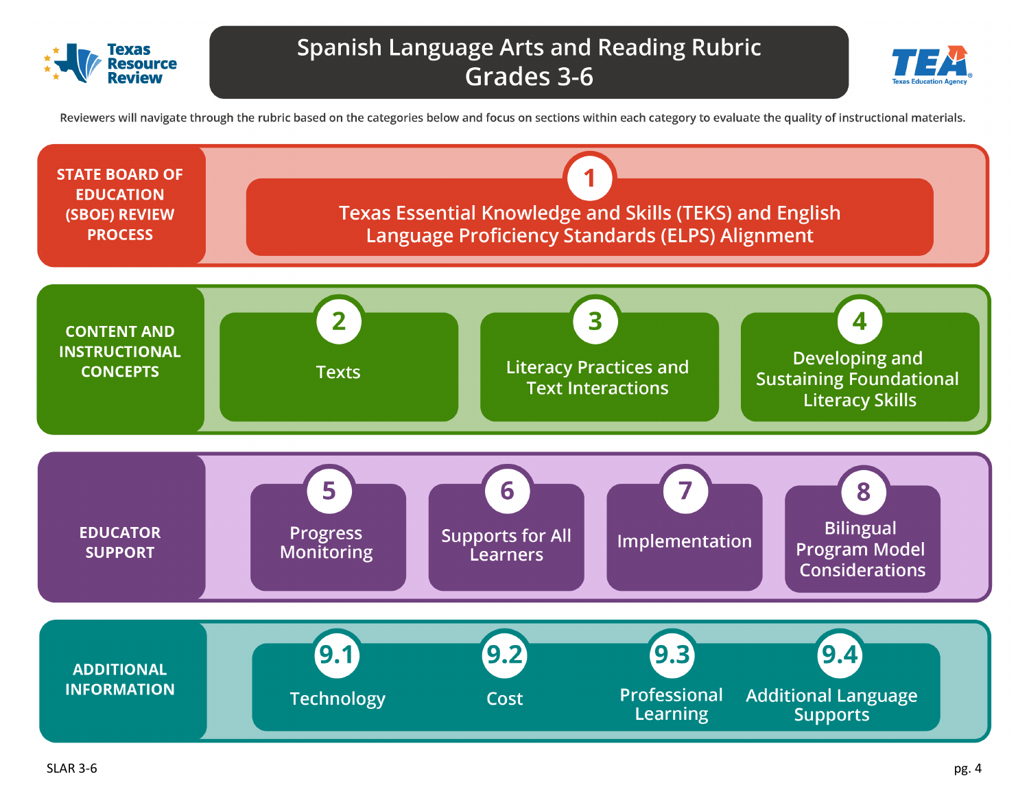# Spanish Language Arts and Reading Rubric Grades 3-6

Reviewers will navigate through the rubric based on the categories below and focus on sections within each category to evaluate the quality of instructional materials.

## STATE BOARD OF EDUCATION (SBOE) REVIEW PROCESS

1. Texas Essential Knowledge and Skills (TEKS) and English Language Proficiency Standards (ELPS) Alignment

## CONTENT AND INSTRUCTIONAL CONCEPTS

2. Texts
3. Literacy Practices and Text Interactions
4. Developing and Sustaining Foundational Literacy Skills

## EDUCATOR SUPPORT

5. Progress Monitoring
6. Supports for All Learners
7. Implementation
8. Bilingual Program Model Considerations

## ADDITIONAL INFORMATION

- 9.1 Technology
- 9.2 Cost
- 9.3 Professional Learning
- 9.4 Additional Language Supports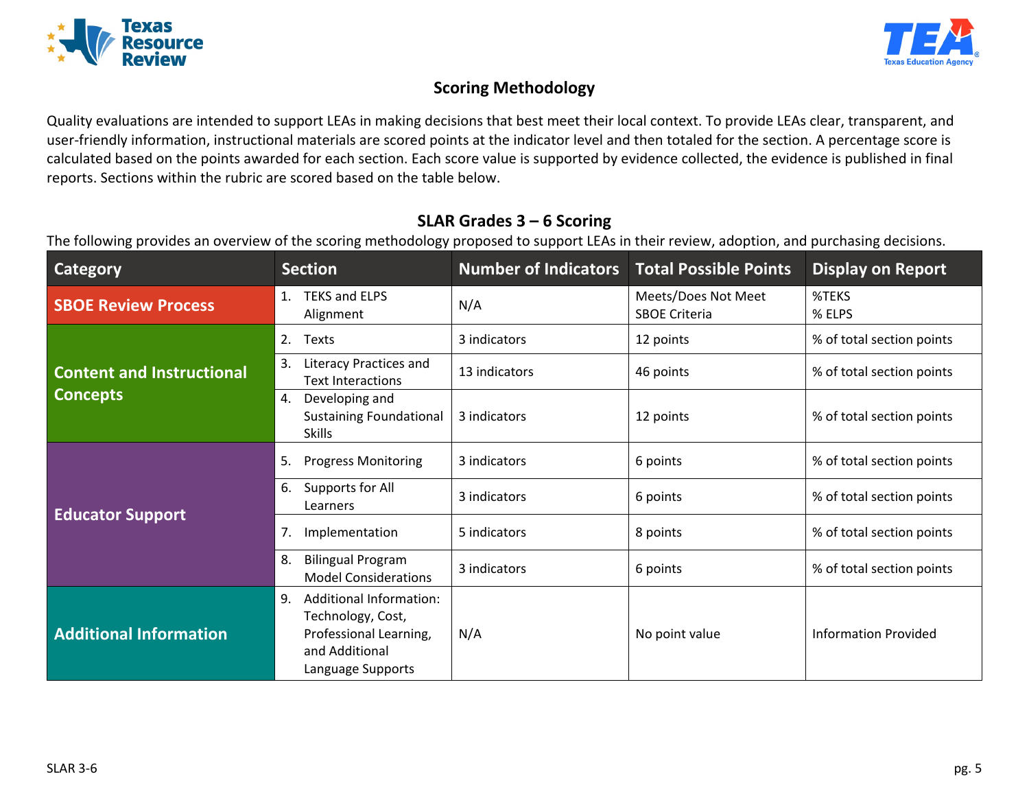## Scoring Methodology

Quality evaluations are intended to support LEAs in making decisions that best meet their local context. To provide LEAs clear, transparent, and user-friendly information, instructional materials are scored points at the indicator level and then totaled for the section. A percentage score is calculated based on the points awarded for each section. Each score value is supported by evidence collected, the evidence is published in final reports. Sections within the rubric are scored based on the table below.

### SLAR Grades 3 – 6 Scoring

The following provides an overview of the scoring methodology proposed to support LEAs in their review, adoption, and purchasing decisions.

| Category | Section | Number of Indicators | Total Possible Points | Display on Report |
|---|---|---|---|---|
| **SBOE Review Process** | 1. TEKS and ELPS Alignment | N/A | Meets/Does Not Meet SBOE Criteria | %TEKS<br>% ELPS |
| **Content and Instructional Concepts** | 2. Texts | 3 indicators | 12 points | % of total section points |
| | 3. Literacy Practices and Text Interactions | 13 indicators | 46 points | % of total section points |
| | 4. Developing and Sustaining Foundational Skills | 3 indicators | 12 points | % of total section points |
| **Educator Support** | 5. Progress Monitoring | 3 indicators | 6 points | % of total section points |
| | 6. Supports for All Learners | 3 indicators | 6 points | % of total section points |
| | 7. Implementation | 5 indicators | 8 points | % of total section points |
| | 8. Bilingual Program Model Considerations | 3 indicators | 6 points | % of total section points |
| **Additional Information** | 9. Additional Information: Technology, Cost, Professional Learning, and Additional Language Supports | N/A | No point value | Information Provided |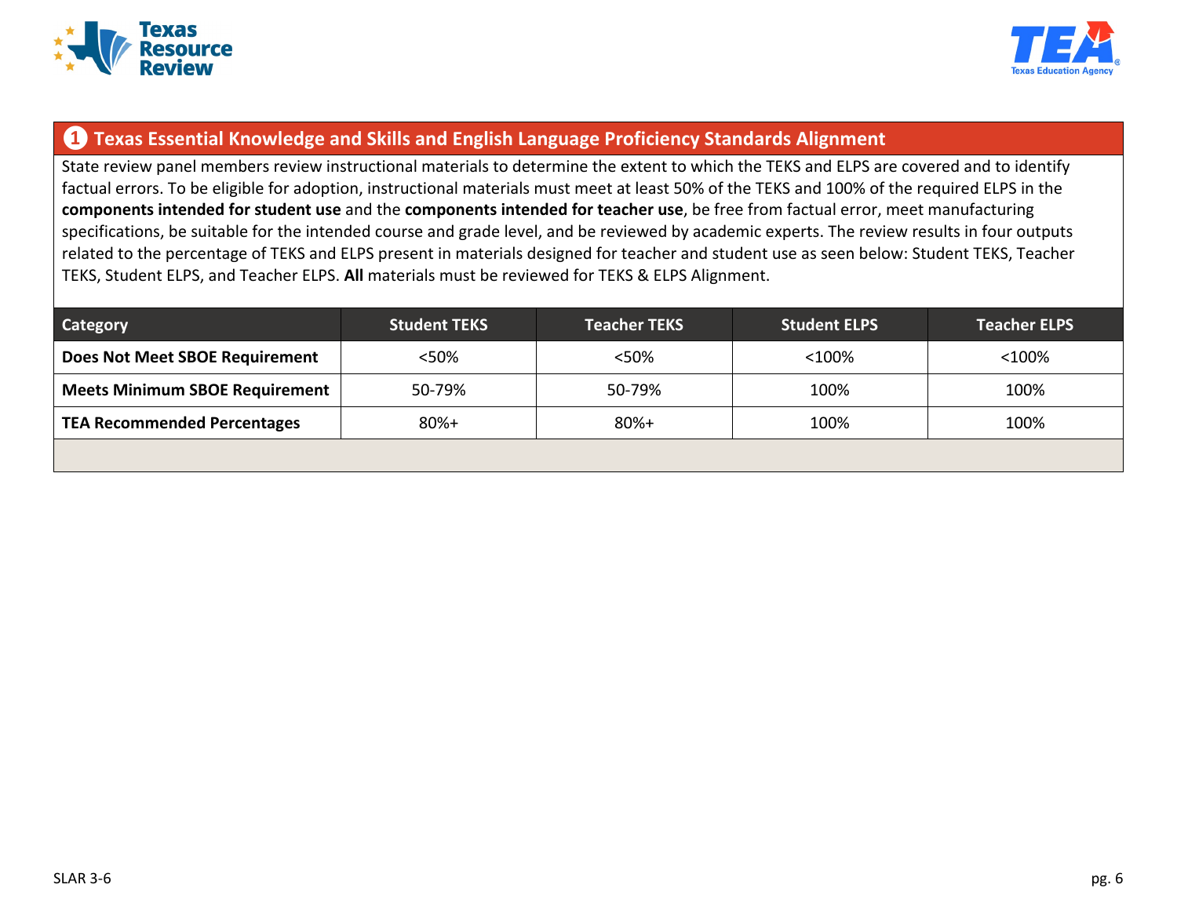## 1 Texas Essential Knowledge and Skills and English Language Proficiency Standards Alignment

State review panel members review instructional materials to determine the extent to which the TEKS and ELPS are covered and to identify factual errors. To be eligible for adoption, instructional materials must meet at least 50% of the TEKS and 100% of the required ELPS in the **components intended for student use** and the **components intended for teacher use**, be free from factual error, meet manufacturing specifications, be suitable for the intended course and grade level, and be reviewed by academic experts. The review results in four outputs related to the percentage of TEKS and ELPS present in materials designed for teacher and student use as seen below: Student TEKS, Teacher TEKS, Student ELPS, and Teacher ELPS. **All** materials must be reviewed for TEKS & ELPS Alignment.

| Category | Student TEKS | Teacher TEKS | Student ELPS | Teacher ELPS |
|---|---|---|---|---|
| **Does Not Meet SBOE Requirement** | <50% | <50% | <100% | <100% |
| **Meets Minimum SBOE Requirement** | 50-79% | 50-79% | 100% | 100% |
| **TEA Recommended Percentages** | 80%+ | 80%+ | 100% | 100% |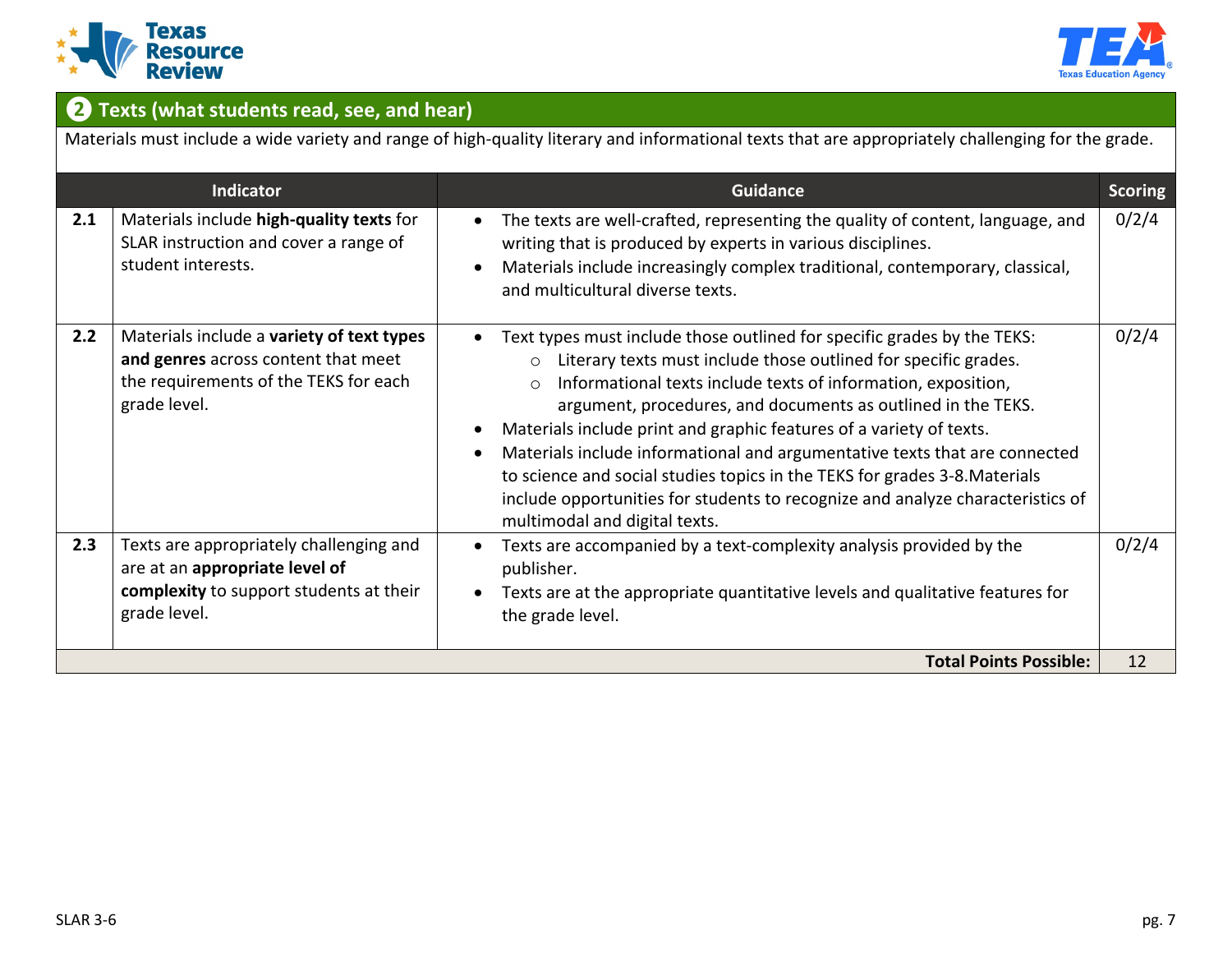## ❷ Texts (what students read, see, and hear)

Materials must include a wide variety and range of high-quality literary and informational texts that are appropriately challenging for the grade.

| | Indicator | Guidance | Scoring |
|---|---|---|---|
| **2.1** | Materials include **high-quality texts** for SLAR instruction and cover a range of student interests. | • The texts are well-crafted, representing the quality of content, language, and writing that is produced by experts in various disciplines.<br>• Materials include increasingly complex traditional, contemporary, classical, and multicultural diverse texts. | 0/2/4 |
| **2.2** | Materials include a **variety of text types and genres** across content that meet the requirements of the TEKS for each grade level. | • Text types must include those outlined for specific grades by the TEKS:<br>  ○ Literary texts must include those outlined for specific grades.<br>  ○ Informational texts include texts of information, exposition, argument, procedures, and documents as outlined in the TEKS.<br>• Materials include print and graphic features of a variety of texts.<br>• Materials include informational and argumentative texts that are connected to science and social studies topics in the TEKS for grades 3-8.Materials include opportunities for students to recognize and analyze characteristics of multimodal and digital texts. | 0/2/4 |
| **2.3** | Texts are appropriately challenging and are at an **appropriate level of complexity** to support students at their grade level. | • Texts are accompanied by a text-complexity analysis provided by the publisher.<br>• Texts are at the appropriate quantitative levels and qualitative features for the grade level. | 0/2/4 |
| | | **Total Points Possible:** | 12 |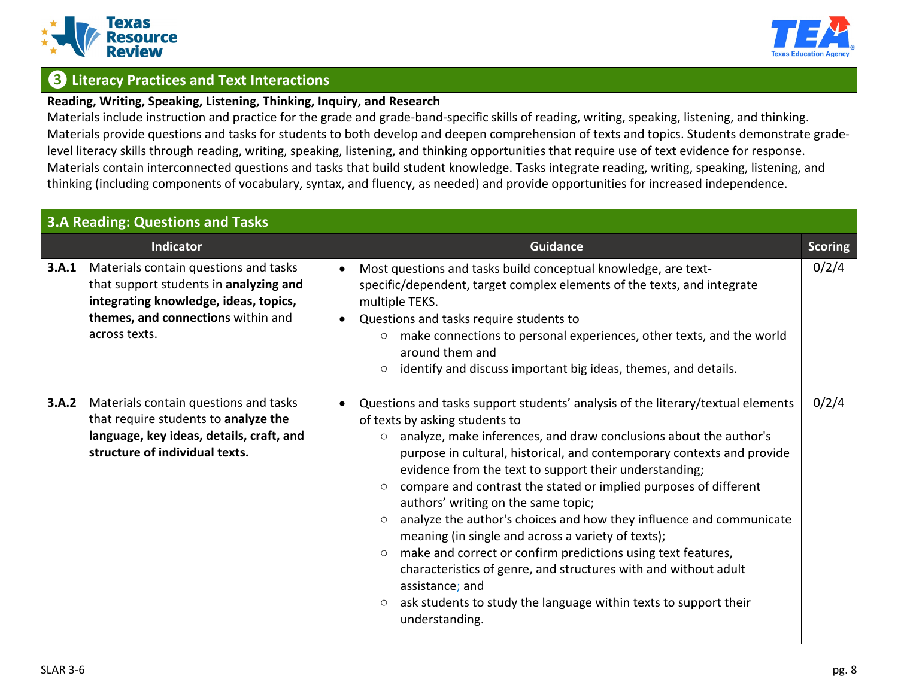## ❸ Literacy Practices and Text Interactions

**Reading, Writing, Speaking, Listening, Thinking, Inquiry, and Research**

Materials include instruction and practice for the grade and grade-band-specific skills of reading, writing, speaking, listening, and thinking. Materials provide questions and tasks for students to both develop and deepen comprehension of texts and topics. Students demonstrate grade-level literacy skills through reading, writing, speaking, listening, and thinking opportunities that require use of text evidence for response. Materials contain interconnected questions and tasks that build student knowledge. Tasks integrate reading, writing, speaking, listening, and thinking (including components of vocabulary, syntax, and fluency, as needed) and provide opportunities for increased independence.

### 3.A Reading: Questions and Tasks

| | Indicator | Guidance | Scoring |
|---|---|---|---|
| **3.A.1** | Materials contain questions and tasks that support students in **analyzing and integrating knowledge, ideas, topics, themes, and connections** within and across texts. | • Most questions and tasks build conceptual knowledge, are text-specific/dependent, target complex elements of the texts, and integrate multiple TEKS.<br>• Questions and tasks require students to<br>&nbsp;&nbsp;○ make connections to personal experiences, other texts, and the world around them and<br>&nbsp;&nbsp;○ identify and discuss important big ideas, themes, and details. | 0/2/4 |
| **3.A.2** | Materials contain questions and tasks that require students to **analyze the language, key ideas, details, craft, and structure of individual texts.** | • Questions and tasks support students' analysis of the literary/textual elements of texts by asking students to<br>&nbsp;&nbsp;○ analyze, make inferences, and draw conclusions about the author's purpose in cultural, historical, and contemporary contexts and provide evidence from the text to support their understanding;<br>&nbsp;&nbsp;○ compare and contrast the stated or implied purposes of different authors' writing on the same topic;<br>&nbsp;&nbsp;○ analyze the author's choices and how they influence and communicate meaning (in single and across a variety of texts);<br>&nbsp;&nbsp;○ make and correct or confirm predictions using text features, characteristics of genre, and structures with and without adult assistance; and<br>&nbsp;&nbsp;○ ask students to study the language within texts to support their understanding. | 0/2/4 |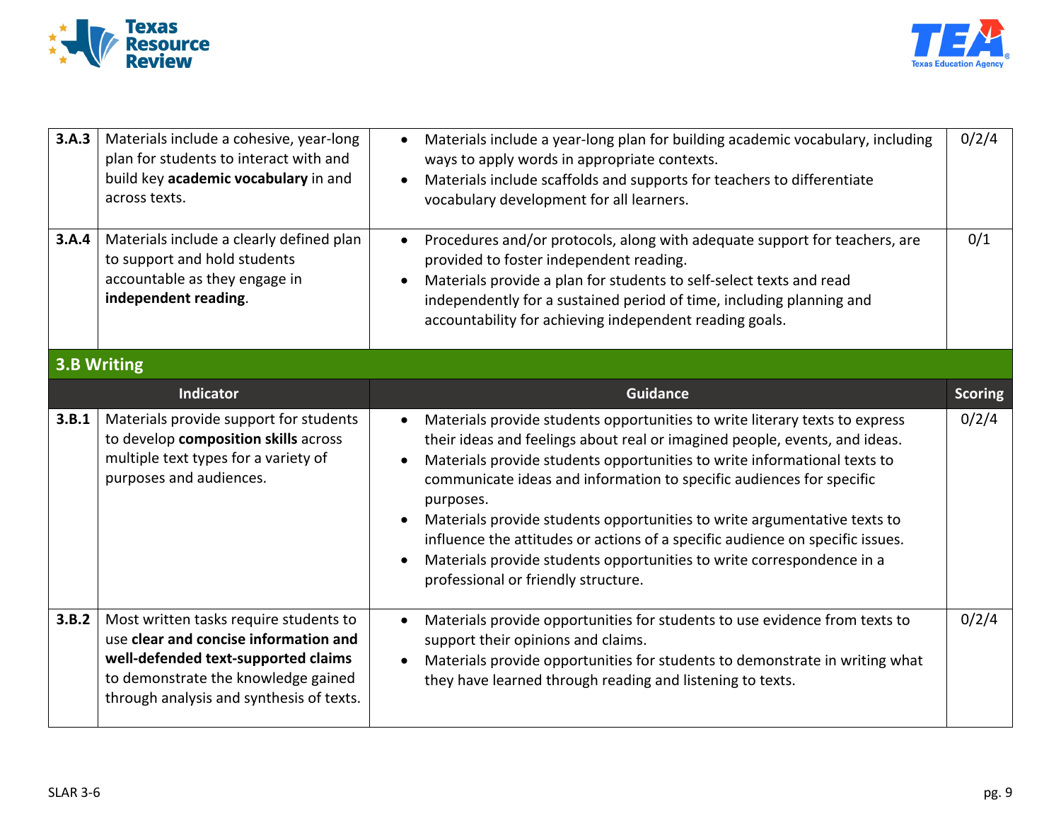| | | | |
|---|---|---|---|
| **3.A.3** | Materials include a cohesive, year-long plan for students to interact with and build key **academic vocabulary** in and across texts. | • Materials include a year-long plan for building academic vocabulary, including ways to apply words in appropriate contexts.<br>• Materials include scaffolds and supports for teachers to differentiate vocabulary development for all learners. | 0/2/4 |
| **3.A.4** | Materials include a clearly defined plan to support and hold students accountable as they engage in **independent reading**. | • Procedures and/or protocols, along with adequate support for teachers, are provided to foster independent reading.<br>• Materials provide a plan for students to self-select texts and read independently for a sustained period of time, including planning and accountability for achieving independent reading goals. | 0/1 |

## 3.B Writing

| | Indicator | Guidance | Scoring |
|---|---|---|---|
| **3.B.1** | Materials provide support for students to develop **composition skills** across multiple text types for a variety of purposes and audiences. | • Materials provide students opportunities to write literary texts to express their ideas and feelings about real or imagined people, events, and ideas.<br>• Materials provide students opportunities to write informational texts to communicate ideas and information to specific audiences for specific purposes.<br>• Materials provide students opportunities to write argumentative texts to influence the attitudes or actions of a specific audience on specific issues.<br>• Materials provide students opportunities to write correspondence in a professional or friendly structure. | 0/2/4 |
| **3.B.2** | Most written tasks require students to use **clear and concise information and well-defended text-supported claims** to demonstrate the knowledge gained through analysis and synthesis of texts. | • Materials provide opportunities for students to use evidence from texts to support their opinions and claims.<br>• Materials provide opportunities for students to demonstrate in writing what they have learned through reading and listening to texts. | 0/2/4 |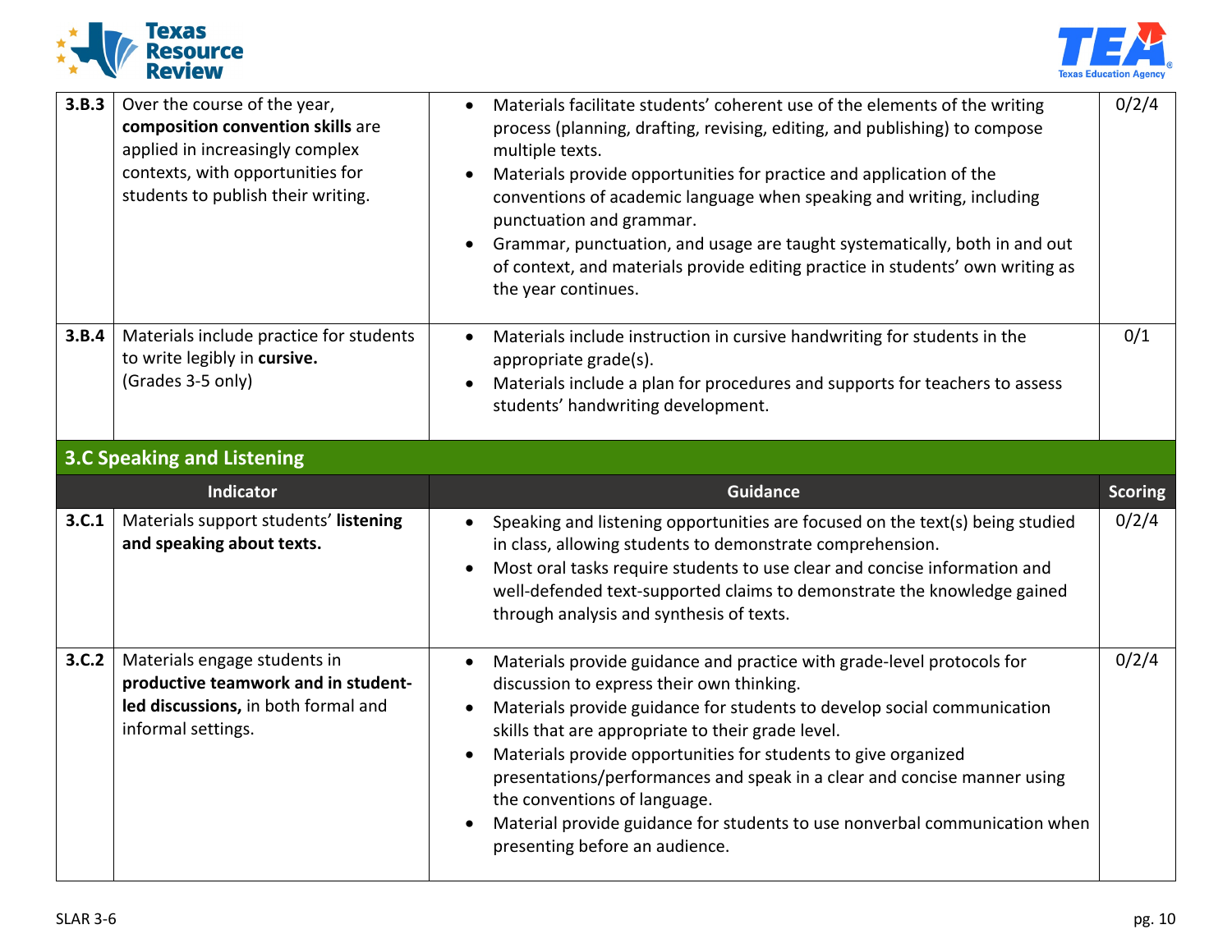| | Indicator | Guidance | Scoring |
|---|---|---|---|
| **3.B.3** | Over the course of the year, **composition convention skills** are applied in increasingly complex contexts, with opportunities for students to publish their writing. | • Materials facilitate students' coherent use of the elements of the writing process (planning, drafting, revising, editing, and publishing) to compose multiple texts.<br>• Materials provide opportunities for practice and application of the conventions of academic language when speaking and writing, including punctuation and grammar.<br>• Grammar, punctuation, and usage are taught systematically, both in and out of context, and materials provide editing practice in students' own writing as the year continues. | 0/2/4 |
| **3.B.4** | Materials include practice for students to write legibly in **cursive.**<br>(Grades 3-5 only) | • Materials include instruction in cursive handwriting for students in the appropriate grade(s).<br>• Materials include a plan for procedures and supports for teachers to assess students' handwriting development. | 0/1 |

## 3.C Speaking and Listening

| | Indicator | Guidance | Scoring |
|---|---|---|---|
| **3.C.1** | Materials support students' **listening and speaking about texts.** | • Speaking and listening opportunities are focused on the text(s) being studied in class, allowing students to demonstrate comprehension.<br>• Most oral tasks require students to use clear and concise information and well-defended text-supported claims to demonstrate the knowledge gained through analysis and synthesis of texts. | 0/2/4 |
| **3.C.2** | Materials engage students in **productive teamwork and in student-led discussions,** in both formal and informal settings. | • Materials provide guidance and practice with grade-level protocols for discussion to express their own thinking.<br>• Materials provide guidance for students to develop social communication skills that are appropriate to their grade level.<br>• Materials provide opportunities for students to give organized presentations/performances and speak in a clear and concise manner using the conventions of language.<br>• Material provide guidance for students to use nonverbal communication when presenting before an audience. | 0/2/4 |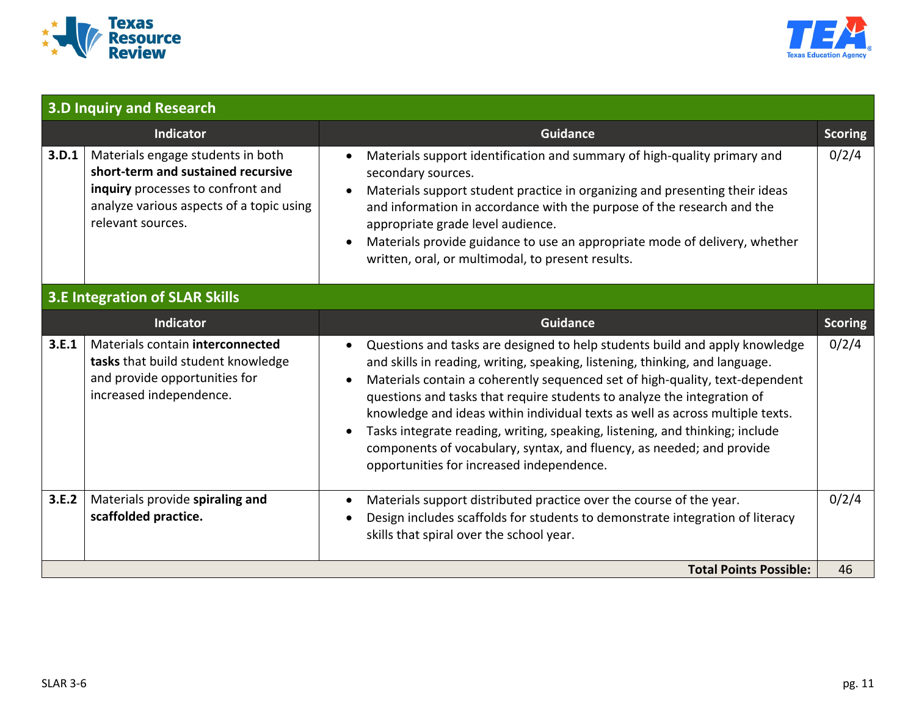## 3.D Inquiry and Research

| | Indicator | Guidance | Scoring |
|---|---|---|---|
| **3.D.1** | Materials engage students in both **short-term and sustained recursive inquiry** processes to confront and analyze various aspects of a topic using relevant sources. | • Materials support identification and summary of high-quality primary and secondary sources.<br>• Materials support student practice in organizing and presenting their ideas and information in accordance with the purpose of the research and the appropriate grade level audience.<br>• Materials provide guidance to use an appropriate mode of delivery, whether written, oral, or multimodal, to present results. | 0/2/4 |

## 3.E Integration of SLAR Skills

| | Indicator | Guidance | Scoring |
|---|---|---|---|
| **3.E.1** | Materials contain **interconnected tasks** that build student knowledge and provide opportunities for increased independence. | • Questions and tasks are designed to help students build and apply knowledge and skills in reading, writing, speaking, listening, thinking, and language.<br>• Materials contain a coherently sequenced set of high-quality, text-dependent questions and tasks that require students to analyze the integration of knowledge and ideas within individual texts as well as across multiple texts.<br>• Tasks integrate reading, writing, speaking, listening, and thinking; include components of vocabulary, syntax, and fluency, as needed; and provide opportunities for increased independence. | 0/2/4 |
| **3.E.2** | Materials provide **spiraling and scaffolded practice.** | • Materials support distributed practice over the course of the year.<br>• Design includes scaffolds for students to demonstrate integration of literacy skills that spiral over the school year. | 0/2/4 |
| | | **Total Points Possible:** | 46 |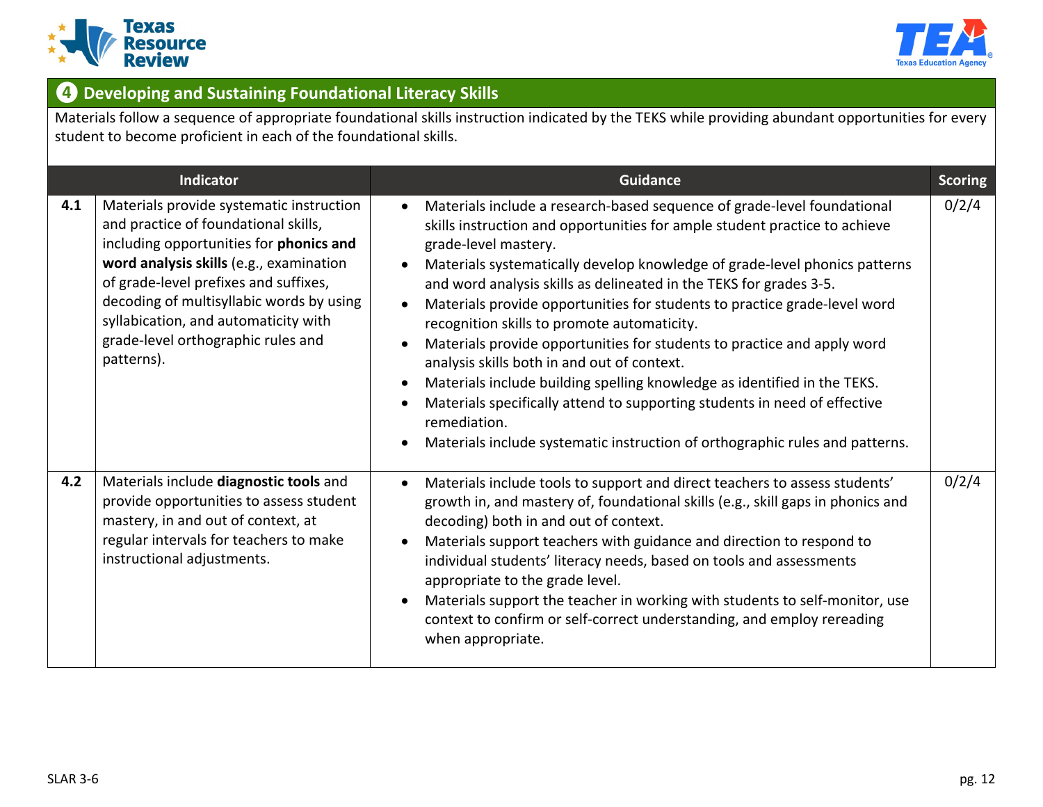## 4 Developing and Sustaining Foundational Literacy Skills

Materials follow a sequence of appropriate foundational skills instruction indicated by the TEKS while providing abundant opportunities for every student to become proficient in each of the foundational skills.

| | Indicator | Guidance | Scoring |
|---|---|---|---|
| **4.1** | Materials provide systematic instruction and practice of foundational skills, including opportunities for **phonics and word analysis skills** (e.g., examination of grade-level prefixes and suffixes, decoding of multisyllabic words by using syllabication, and automaticity with grade-level orthographic rules and patterns). | • Materials include a research-based sequence of grade-level foundational skills instruction and opportunities for ample student practice to achieve grade-level mastery.<br>• Materials systematically develop knowledge of grade-level phonics patterns and word analysis skills as delineated in the TEKS for grades 3-5.<br>• Materials provide opportunities for students to practice grade-level word recognition skills to promote automaticity.<br>• Materials provide opportunities for students to practice and apply word analysis skills both in and out of context.<br>• Materials include building spelling knowledge as identified in the TEKS.<br>• Materials specifically attend to supporting students in need of effective remediation.<br>• Materials include systematic instruction of orthographic rules and patterns. | 0/2/4 |
| **4.2** | Materials include **diagnostic tools** and provide opportunities to assess student mastery, in and out of context, at regular intervals for teachers to make instructional adjustments. | • Materials include tools to support and direct teachers to assess students' growth in, and mastery of, foundational skills (e.g., skill gaps in phonics and decoding) both in and out of context.<br>• Materials support teachers with guidance and direction to respond to individual students' literacy needs, based on tools and assessments appropriate to the grade level.<br>• Materials support the teacher in working with students to self-monitor, use context to confirm or self-correct understanding, and employ rereading when appropriate. | 0/2/4 |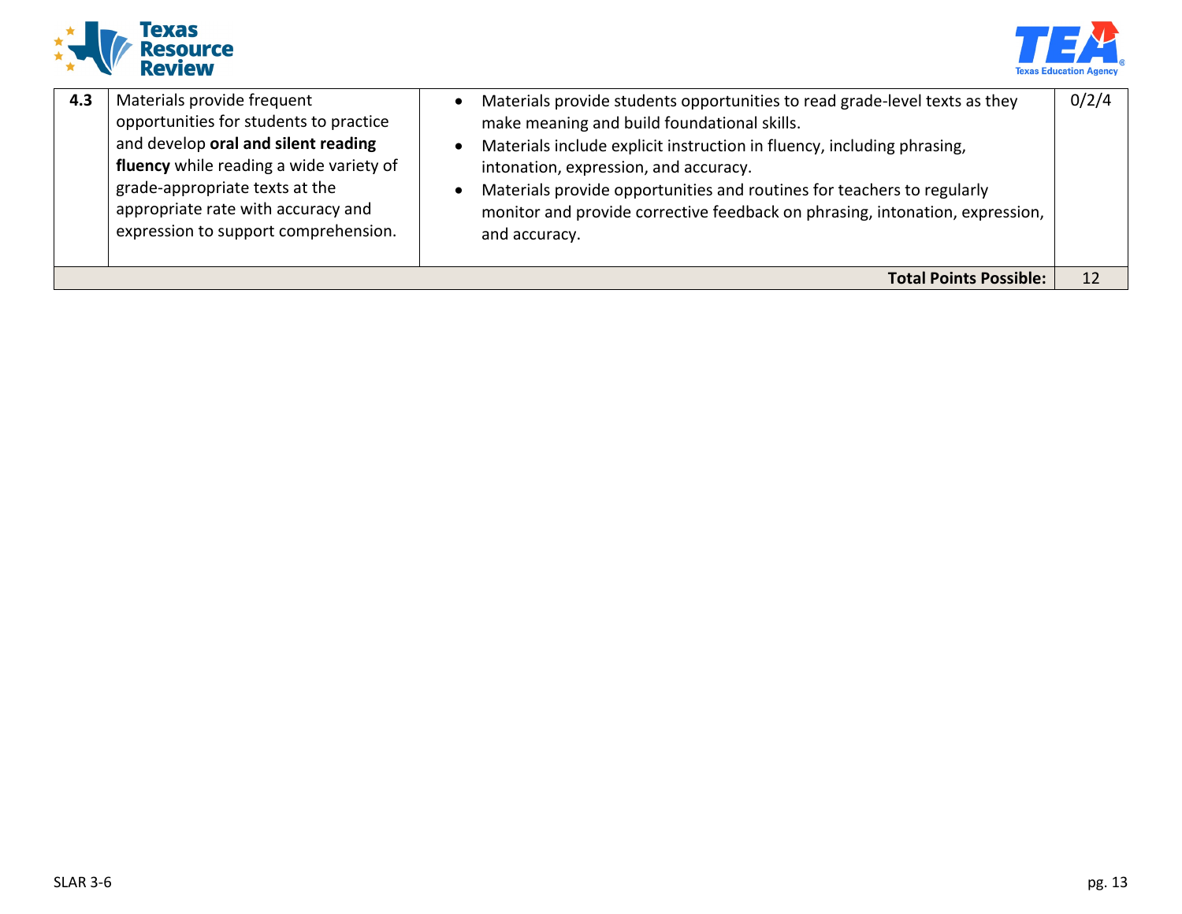| | | | |
|---|---|---|---|
| **4.3** | Materials provide frequent opportunities for students to practice and develop **oral and silent reading fluency** while reading a wide variety of grade-appropriate texts at the appropriate rate with accuracy and expression to support comprehension. | • Materials provide students opportunities to read grade-level texts as they make meaning and build foundational skills.<br>• Materials include explicit instruction in fluency, including phrasing, intonation, expression, and accuracy.<br>• Materials provide opportunities and routines for teachers to regularly monitor and provide corrective feedback on phrasing, intonation, expression, and accuracy. | 0/2/4 |
| | | **Total Points Possible:** | 12 |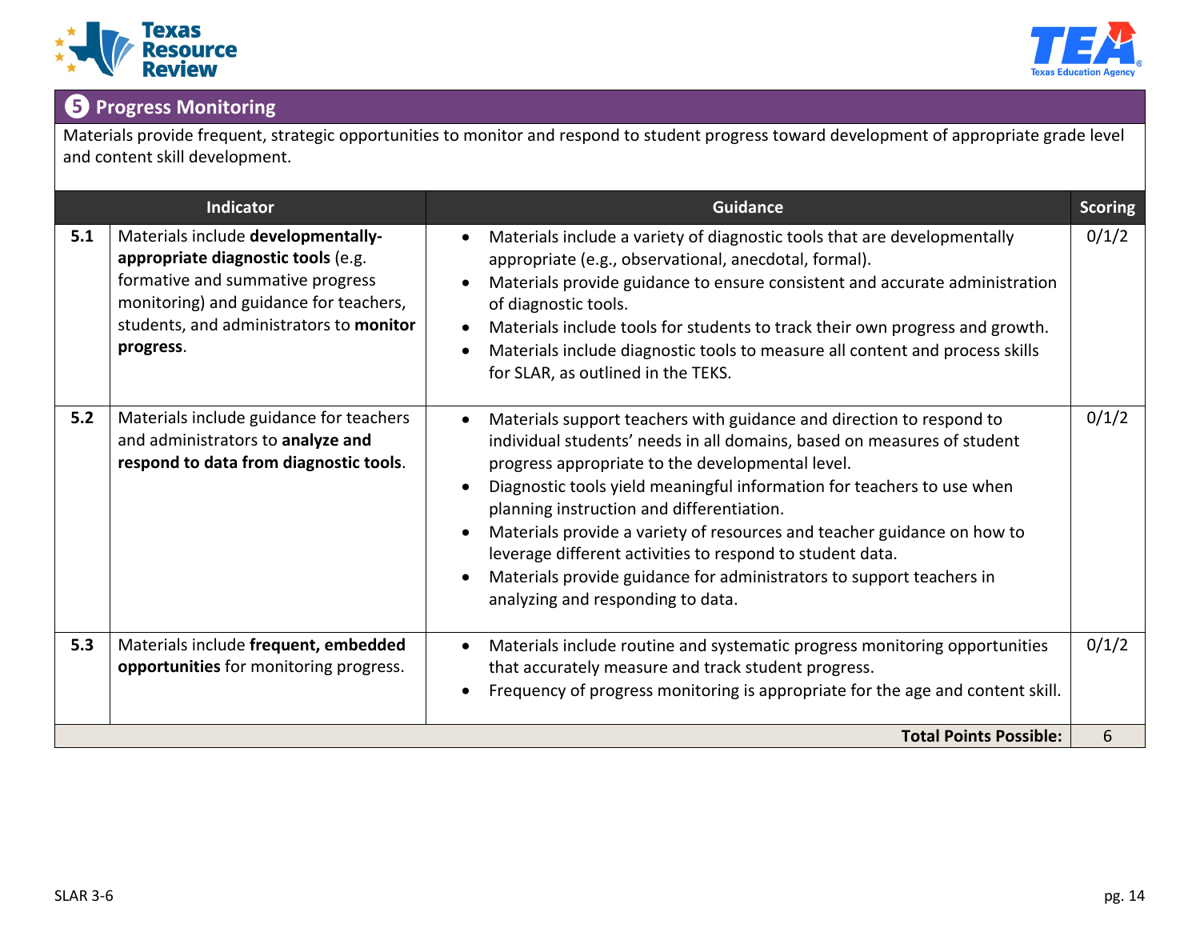## ❺ Progress Monitoring

Materials provide frequent, strategic opportunities to monitor and respond to student progress toward development of appropriate grade level and content skill development.

| | Indicator | Guidance | Scoring |
|---|---|---|---|
| **5.1** | Materials include **developmentally-appropriate diagnostic tools** (e.g. formative and summative progress monitoring) and guidance for teachers, students, and administrators to **monitor progress**. | • Materials include a variety of diagnostic tools that are developmentally appropriate (e.g., observational, anecdotal, formal).<br>• Materials provide guidance to ensure consistent and accurate administration of diagnostic tools.<br>• Materials include tools for students to track their own progress and growth.<br>• Materials include diagnostic tools to measure all content and process skills for SLAR, as outlined in the TEKS. | 0/1/2 |
| **5.2** | Materials include guidance for teachers and administrators to **analyze and respond to data from diagnostic tools**. | • Materials support teachers with guidance and direction to respond to individual students' needs in all domains, based on measures of student progress appropriate to the developmental level.<br>• Diagnostic tools yield meaningful information for teachers to use when planning instruction and differentiation.<br>• Materials provide a variety of resources and teacher guidance on how to leverage different activities to respond to student data.<br>• Materials provide guidance for administrators to support teachers in analyzing and responding to data. | 0/1/2 |
| **5.3** | Materials include **frequent, embedded opportunities** for monitoring progress. | • Materials include routine and systematic progress monitoring opportunities that accurately measure and track student progress.<br>• Frequency of progress monitoring is appropriate for the age and content skill. | 0/1/2 |
| | | **Total Points Possible:** | 6 |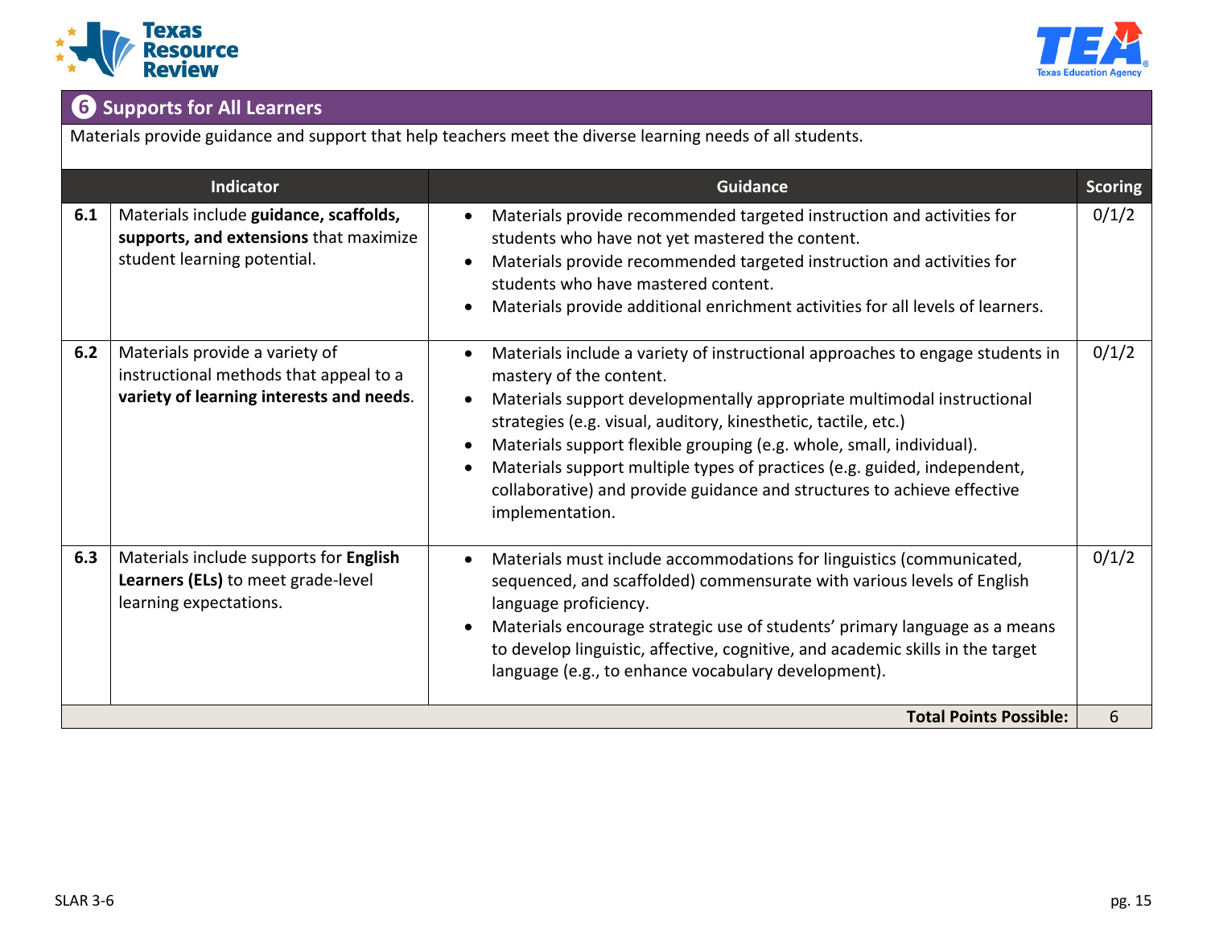## ❻ Supports for All Learners

Materials provide guidance and support that help teachers meet the diverse learning needs of all students.

| | Indicator | Guidance | Scoring |
|---|---|---|---|
| **6.1** | Materials include **guidance, scaffolds, supports, and extensions** that maximize student learning potential. | • Materials provide recommended targeted instruction and activities for students who have not yet mastered the content.<br>• Materials provide recommended targeted instruction and activities for students who have mastered content.<br>• Materials provide additional enrichment activities for all levels of learners. | 0/1/2 |
| **6.2** | Materials provide a variety of instructional methods that appeal to a **variety of learning interests and needs**. | • Materials include a variety of instructional approaches to engage students in mastery of the content.<br>• Materials support developmentally appropriate multimodal instructional strategies (e.g. visual, auditory, kinesthetic, tactile, etc.)<br>• Materials support flexible grouping (e.g. whole, small, individual).<br>• Materials support multiple types of practices (e.g. guided, independent, collaborative) and provide guidance and structures to achieve effective implementation. | 0/1/2 |
| **6.3** | Materials include supports for **English Learners (ELs)** to meet grade-level learning expectations. | • Materials must include accommodations for linguistics (communicated, sequenced, and scaffolded) commensurate with various levels of English language proficiency.<br>• Materials encourage strategic use of students' primary language as a means to develop linguistic, affective, cognitive, and academic skills in the target language (e.g., to enhance vocabulary development). | 0/1/2 |
| | | **Total Points Possible:** | 6 |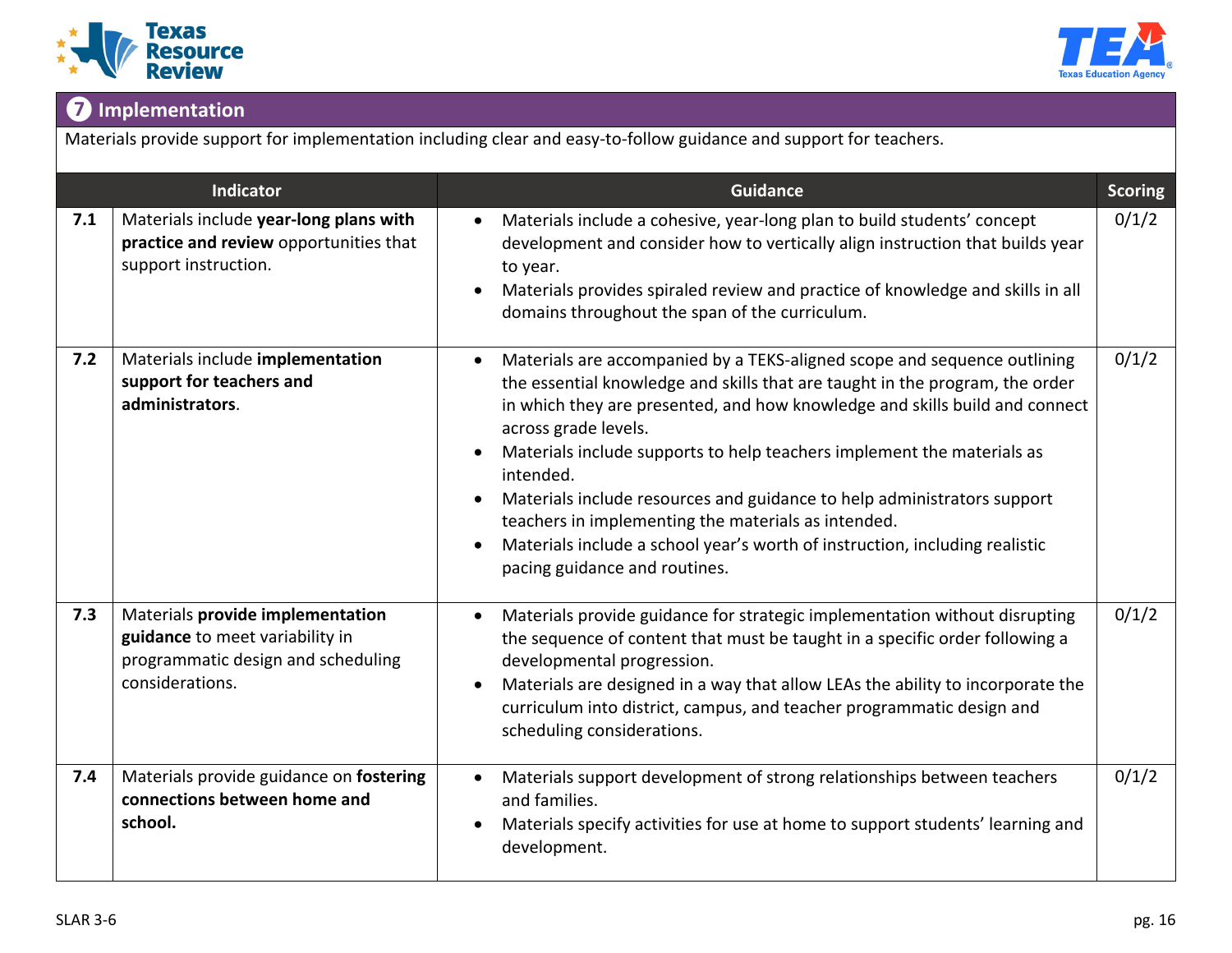## 7 Implementation

Materials provide support for implementation including clear and easy-to-follow guidance and support for teachers.

| | Indicator | Guidance | Scoring |
|---|---|---|---|
| 7.1 | Materials include **year-long plans with practice and review** opportunities that support instruction. | • Materials include a cohesive, year-long plan to build students' concept development and consider how to vertically align instruction that builds year to year.<br>• Materials provides spiraled review and practice of knowledge and skills in all domains throughout the span of the curriculum. | 0/1/2 |
| 7.2 | Materials include **implementation support for teachers and administrators**. | • Materials are accompanied by a TEKS-aligned scope and sequence outlining the essential knowledge and skills that are taught in the program, the order in which they are presented, and how knowledge and skills build and connect across grade levels.<br>• Materials include supports to help teachers implement the materials as intended.<br>• Materials include resources and guidance to help administrators support teachers in implementing the materials as intended.<br>• Materials include a school year's worth of instruction, including realistic pacing guidance and routines. | 0/1/2 |
| 7.3 | Materials **provide implementation guidance** to meet variability in programmatic design and scheduling considerations. | • Materials provide guidance for strategic implementation without disrupting the sequence of content that must be taught in a specific order following a developmental progression.<br>• Materials are designed in a way that allow LEAs the ability to incorporate the curriculum into district, campus, and teacher programmatic design and scheduling considerations. | 0/1/2 |
| 7.4 | Materials provide guidance on **fostering connections between home and school.** | • Materials support development of strong relationships between teachers and families.<br>• Materials specify activities for use at home to support students' learning and development. | 0/1/2 |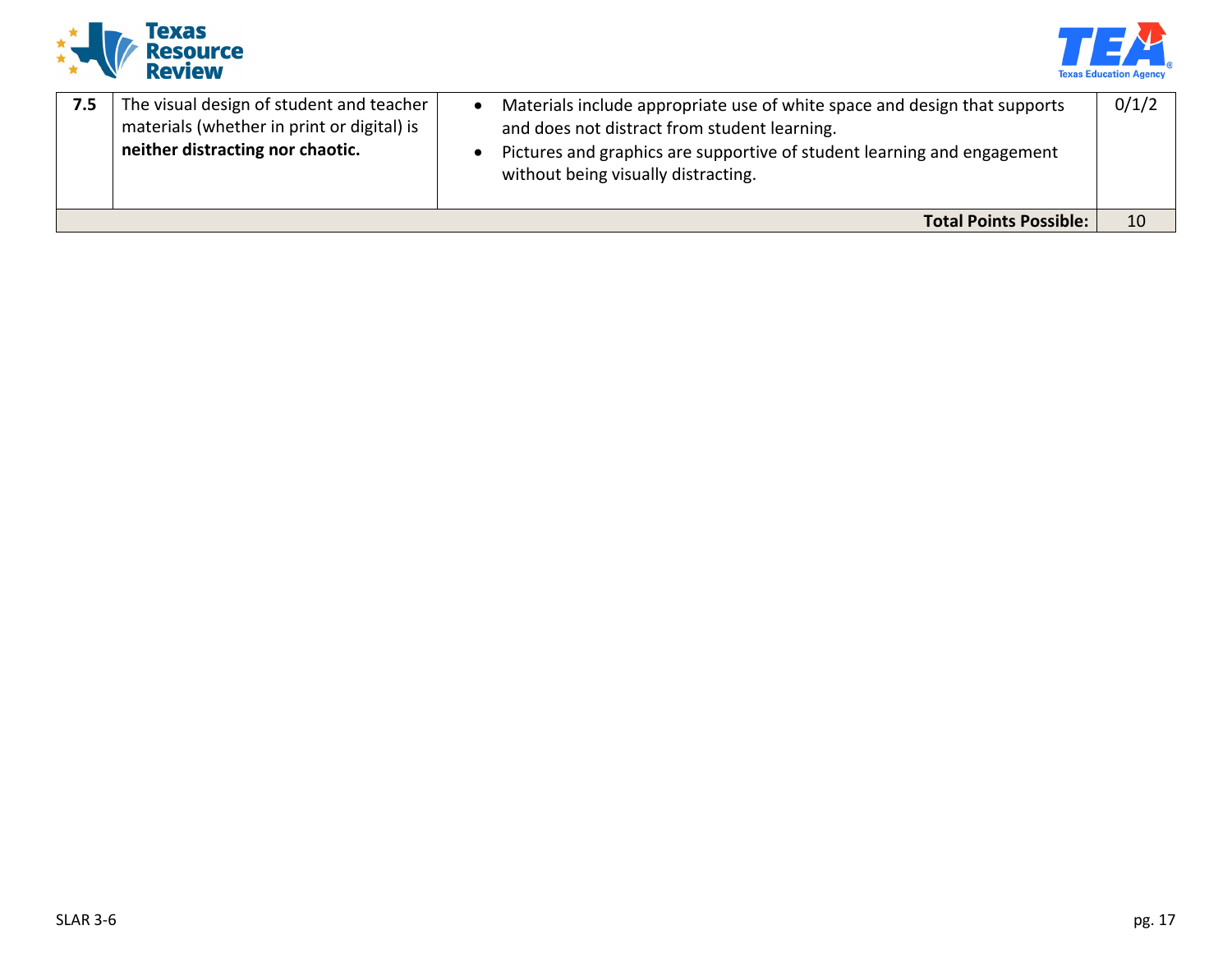| | | | |
|---|---|---|---|
| **7.5** | The visual design of student and teacher materials (whether in print or digital) is **neither distracting nor chaotic.** | • Materials include appropriate use of white space and design that supports and does not distract from student learning.<br>• Pictures and graphics are supportive of student learning and engagement without being visually distracting. | 0/1/2 |
| | | **Total Points Possible:** | 10 |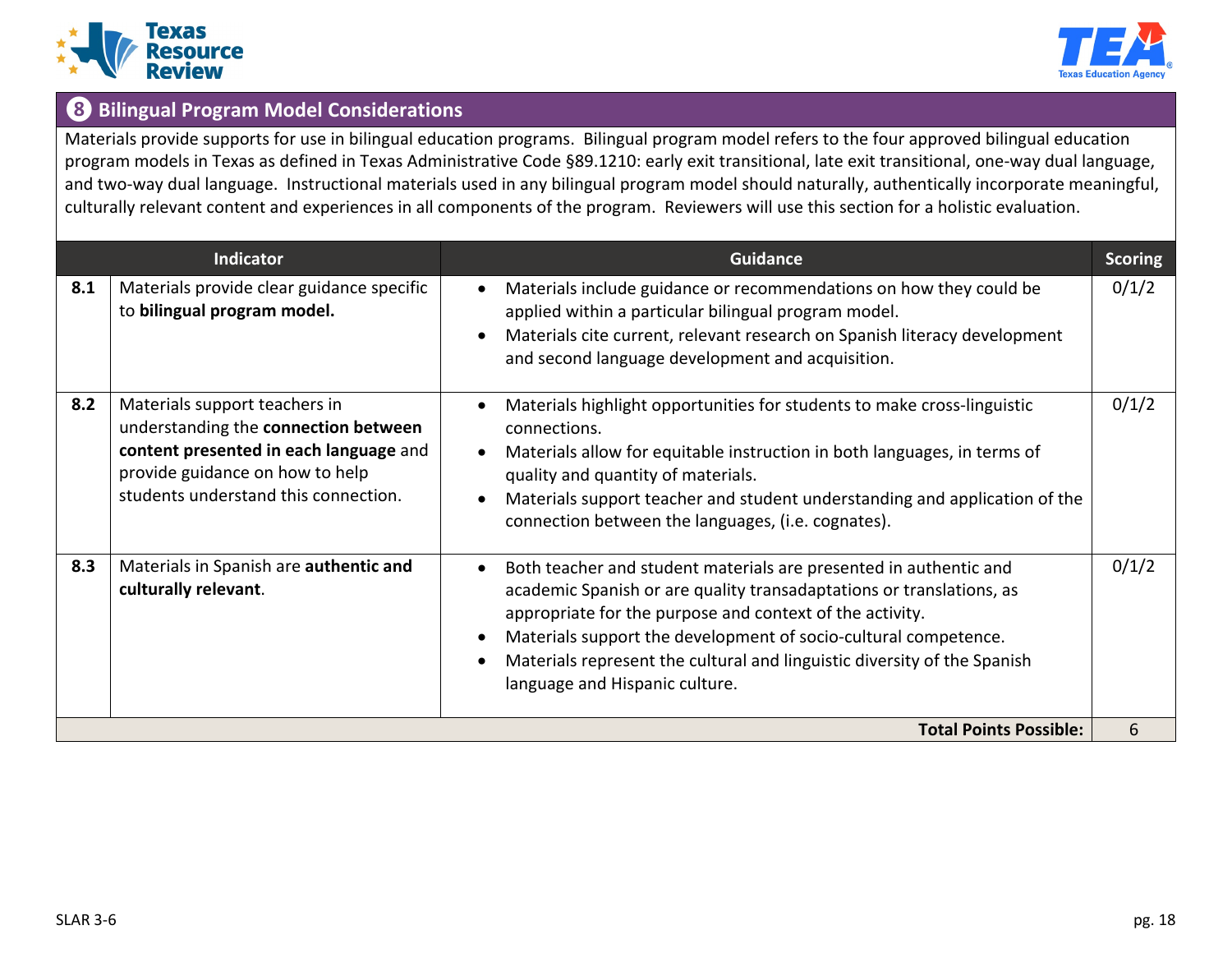## 8 Bilingual Program Model Considerations

Materials provide supports for use in bilingual education programs. Bilingual program model refers to the four approved bilingual education program models in Texas as defined in Texas Administrative Code §89.1210: early exit transitional, late exit transitional, one-way dual language, and two-way dual language. Instructional materials used in any bilingual program model should naturally, authentically incorporate meaningful, culturally relevant content and experiences in all components of the program. Reviewers will use this section for a holistic evaluation.

| | Indicator | Guidance | Scoring |
|---|---|---|---|
| **8.1** | Materials provide clear guidance specific to **bilingual program model.** | • Materials include guidance or recommendations on how they could be applied within a particular bilingual program model.<br>• Materials cite current, relevant research on Spanish literacy development and second language development and acquisition. | 0/1/2 |
| **8.2** | Materials support teachers in understanding the **connection between content presented in each language** and provide guidance on how to help students understand this connection. | • Materials highlight opportunities for students to make cross-linguistic connections.<br>• Materials allow for equitable instruction in both languages, in terms of quality and quantity of materials.<br>• Materials support teacher and student understanding and application of the connection between the languages, (i.e. cognates). | 0/1/2 |
| **8.3** | Materials in Spanish are **authentic and culturally relevant**. | • Both teacher and student materials are presented in authentic and academic Spanish or are quality transadaptations or translations, as appropriate for the purpose and context of the activity.<br>• Materials support the development of socio-cultural competence.<br>• Materials represent the cultural and linguistic diversity of the Spanish language and Hispanic culture. | 0/1/2 |
| | | **Total Points Possible:** | 6 |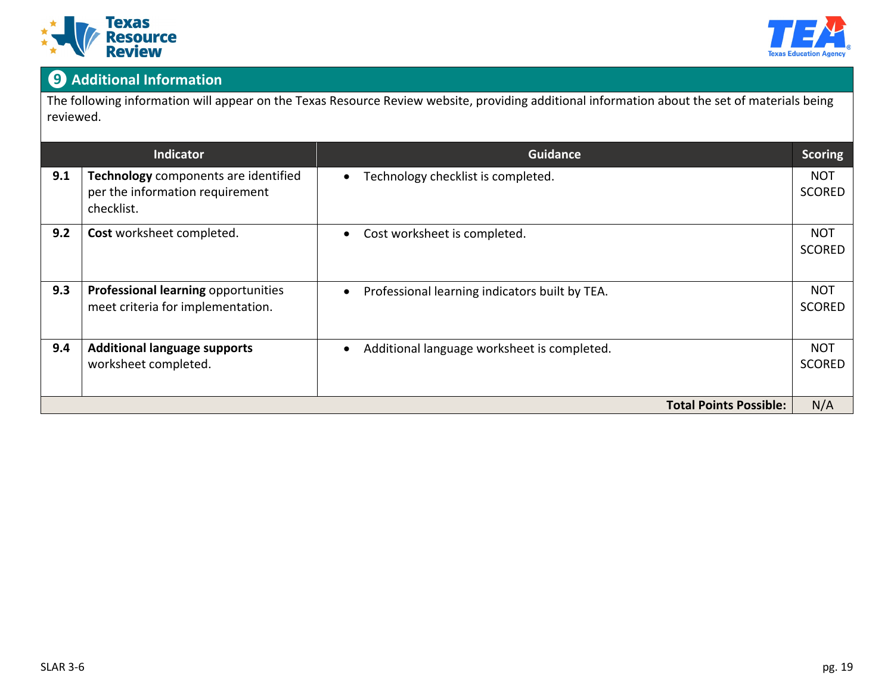## 9 Additional Information

The following information will appear on the Texas Resource Review website, providing additional information about the set of materials being reviewed.

| | Indicator | Guidance | Scoring |
|---|---|---|---|
| **9.1** | **Technology** components are identified per the information requirement checklist. | • Technology checklist is completed. | NOT SCORED |
| **9.2** | **Cost** worksheet completed. | • Cost worksheet is completed. | NOT SCORED |
| **9.3** | **Professional learning** opportunities meet criteria for implementation. | • Professional learning indicators built by TEA. | NOT SCORED |
| **9.4** | **Additional language supports** worksheet completed. | • Additional language worksheet is completed. | NOT SCORED |
| | | **Total Points Possible:** | N/A |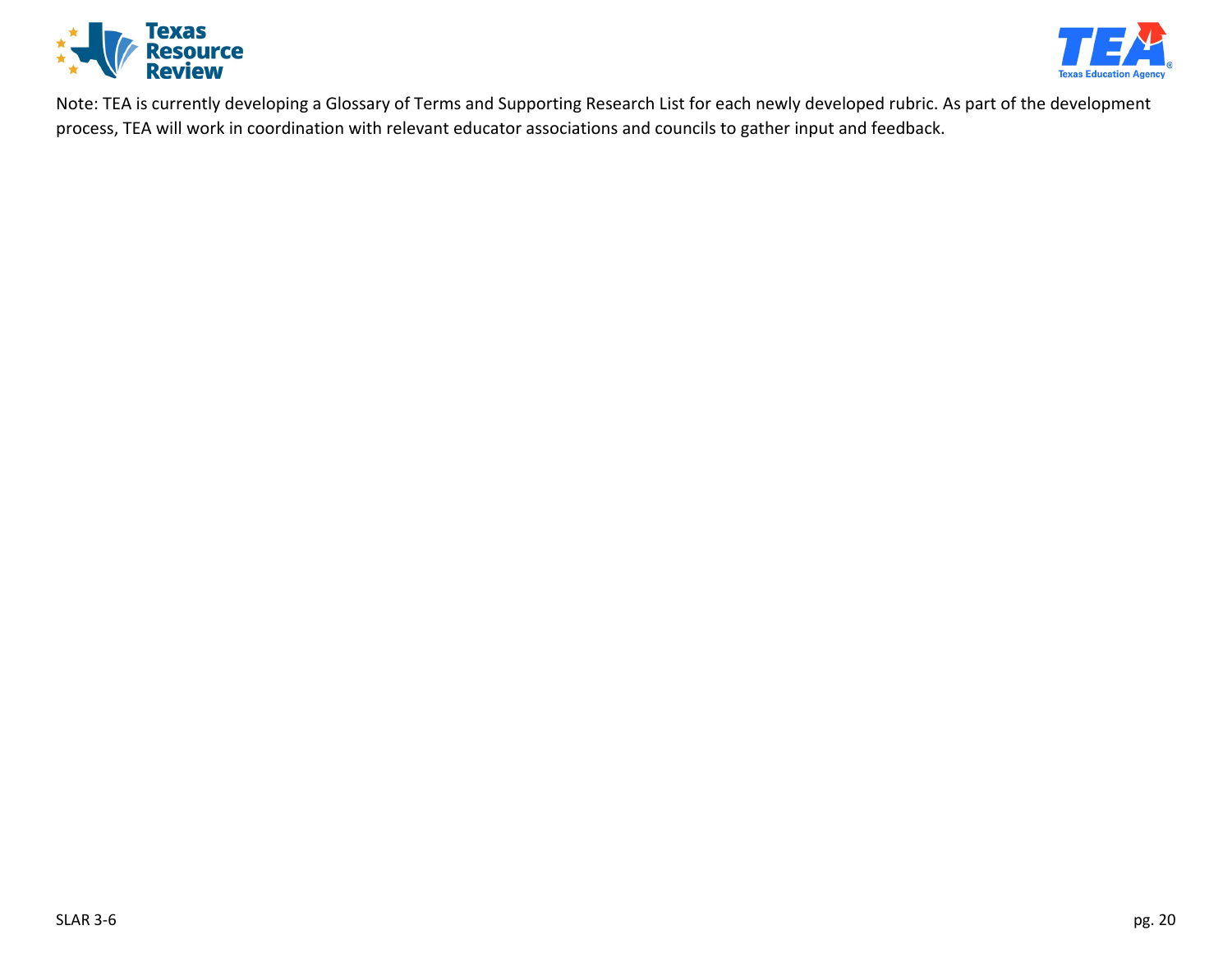Note: TEA is currently developing a Glossary of Terms and Supporting Research List for each newly developed rubric. As part of the development process, TEA will work in coordination with relevant educator associations and councils to gather input and feedback.